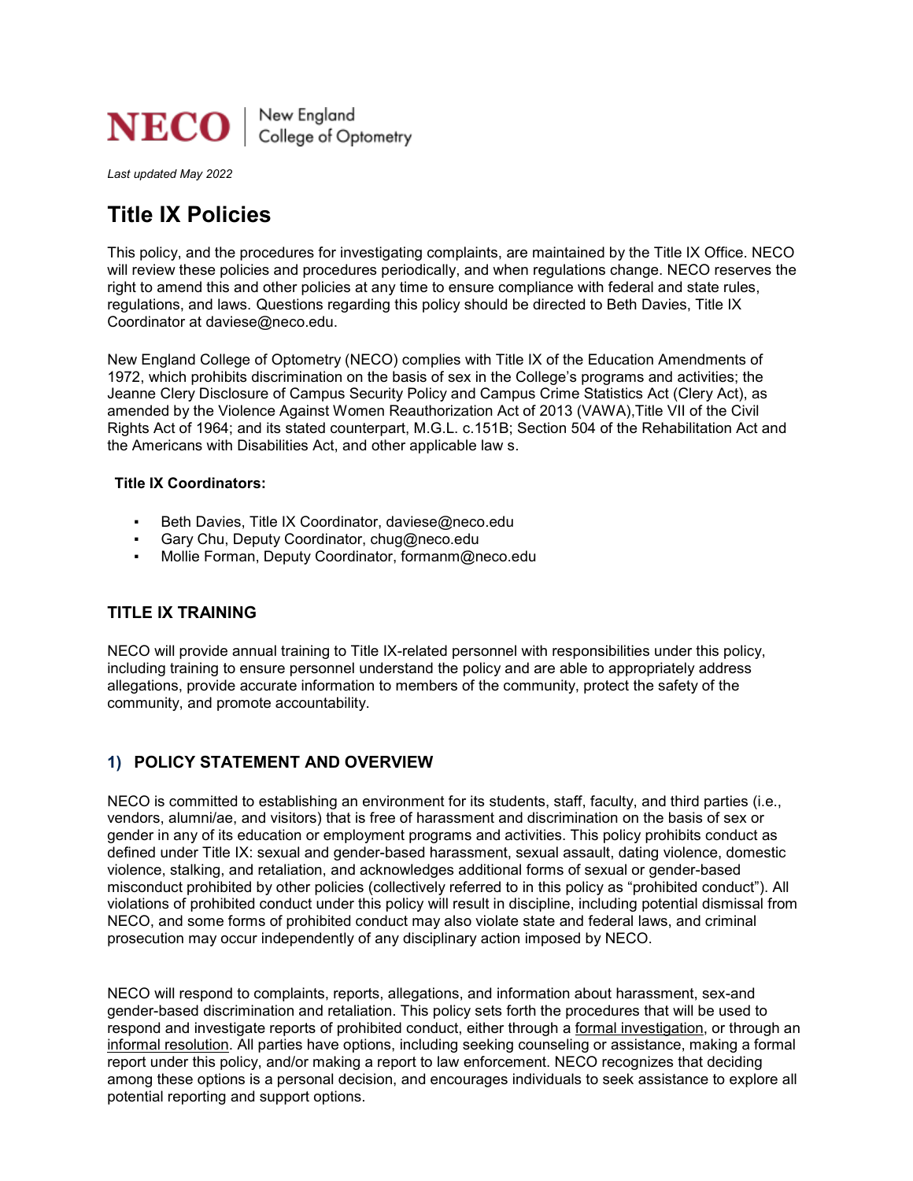NECO | New England College of Optometry

*Last updated May 2022*

# Title IX Policies

This policy, and the procedures for investigating complaints, are maintained by the Title IX Office. NECO will review these policies and procedures periodically, and when regulations change. NECO reserves the right to amend this and other policies at any time to ensure compliance with federal and state rules, regulations, and laws. Questions regarding this policy should be directed to Beth Davies, Title IX Coordinator at daviese@neco.edu.

New England College of Optometry (NECO) complies with Title IX of the Education Amendments of 1972, which prohibits discrimination on the basis of sex in the College's programs and activities; the Jeanne Clery Disclosure of Campus Security Policy and Campus Crime Statistics Act (Clery Act), as amended by the Violence Against Women Reauthorization Act of 2013 (VAWA),Title VII of the Civil Rights Act of 1964; and its stated counterpart, M.G.L. c.151B; Section 504 of the Rehabilitation Act and the Americans with Disabilities Act, and other applicable law s.

**Title IX Coordinators:**

- Beth Davies, Title IX Coordinator, daviese@neco.edu
- Gary Chu, Deputy Coordinator, chug@neco.edu
- Mollie Forman, Deputy Coordinator, formanm@neco.edu

## TITLE IX TRAINING

NECO will provide annual training to Title IX-related personnel with responsibilities under this policy, including training to ensure personnel understand the policy and are able to appropriately address allegations, provide accurate information to members of the community, protect the safety of the community, and promote accountability.

## 1) POLICY STATEMENT AND OVERVIEW

NECO is committed to establishing an environment for its students, staff, faculty, and third parties (i.e., vendors, alumni/ae, and visitors) that is free of harassment and discrimination on the basis of sex or gender in any of its education or employment programs and activities. This policy prohibits conduct as defined under Title IX: sexual and gender-based harassment, sexual assault, dating violence, domestic violence, stalking, and retaliation, and acknowledges additional forms of sexual or gender-based misconduct prohibited by other policies (collectively referred to in this policy as "prohibited conduct"). All violations of prohibited conduct under this policy will result in discipline, including potential dismissal from NECO, and some forms of prohibited conduct may also violate state and federal laws, and criminal prosecution may occur independently of any disciplinary action imposed by NECO.

NECO will respond to complaints, reports, allegations, and information about harassment, sex-and gender-based discrimination and retaliation. This policy sets forth the procedures that will be used to respond and investigate reports of prohibited conduct, either through a formal investigation, or through an informal resolution. All parties have options, including seeking counseling or assistance, making a formal report under this policy, and/or making a report to law enforcement. NECO recognizes that deciding among these options is a personal decision, and encourages individuals to seek assistance to explore all potential reporting and support options.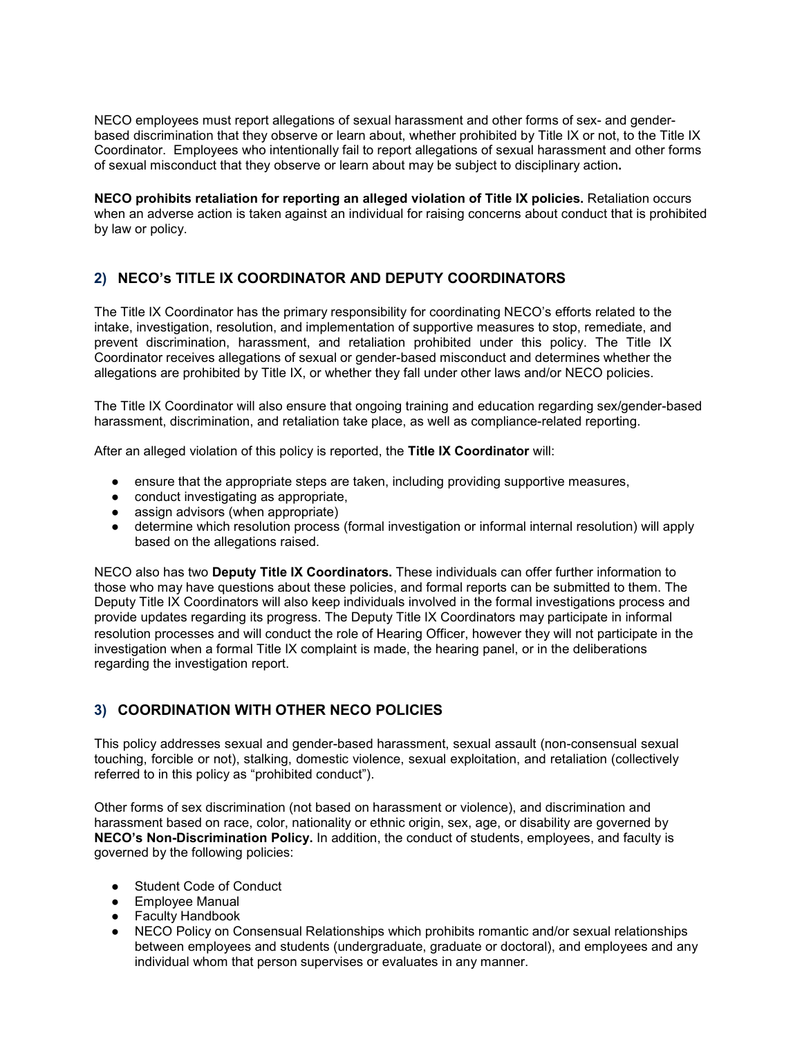NECO employees must report allegations of sexual harassment and other forms of sex- and gender-based discrimination that they observe or learn about, whether prohibited by Title IX or not, to the Title IX Coordinator. Employees who intentionally fail to report allegations of sexual harassment and other forms of sexual misconduct that they observe or learn about may be subject to disciplinary action**.**

**NECO prohibits retaliation for reporting an alleged violation of Title IX policies.** Retaliation occurs when an adverse action is taken against an individual for raising concerns about conduct that is prohibited by law or policy.

## 2) NECO's TITLE IX COORDINATOR AND DEPUTY COORDINATORS

The Title IX Coordinator has the primary responsibility for coordinating NECO's efforts related to the intake, investigation, resolution, and implementation of supportive measures to stop, remediate, and prevent discrimination, harassment, and retaliation prohibited under this policy. The Title IX Coordinator receives allegations of sexual or gender-based misconduct and determines whether the allegations are prohibited by Title IX, or whether they fall under other laws and/or NECO policies.

The Title IX Coordinator will also ensure that ongoing training and education regarding sex/gender-based harassment, discrimination, and retaliation take place, as well as compliance-related reporting.

After an alleged violation of this policy is reported, the **Title IX Coordinator** will:

- ensure that the appropriate steps are taken, including providing supportive measures,
- conduct investigating as appropriate,
- assign advisors (when appropriate)
- determine which resolution process (formal investigation or informal internal resolution) will apply based on the allegations raised.

NECO also has two **Deputy Title IX Coordinators.** These individuals can offer further information to those who may have questions about these policies, and formal reports can be submitted to them. The Deputy Title IX Coordinators will also keep individuals involved in the formal investigations process and provide updates regarding its progress. The Deputy Title IX Coordinators may participate in informal resolution processes and will conduct the role of Hearing Officer, however they will not participate in the investigation when a formal Title IX complaint is made, the hearing panel, or in the deliberations regarding the investigation report.

## 3) COORDINATION WITH OTHER NECO POLICIES

This policy addresses sexual and gender-based harassment, sexual assault (non-consensual sexual touching, forcible or not), stalking, domestic violence, sexual exploitation, and retaliation (collectively referred to in this policy as "prohibited conduct").

Other forms of sex discrimination (not based on harassment or violence), and discrimination and harassment based on race, color, nationality or ethnic origin, sex, age, or disability are governed by **NECO's Non-Discrimination Policy.** In addition, the conduct of students, employees, and faculty is governed by the following policies:

- Student Code of Conduct
- Employee Manual
- Faculty Handbook
- NECO Policy on Consensual Relationships which prohibits romantic and/or sexual relationships between employees and students (undergraduate, graduate or doctoral), and employees and any individual whom that person supervises or evaluates in any manner.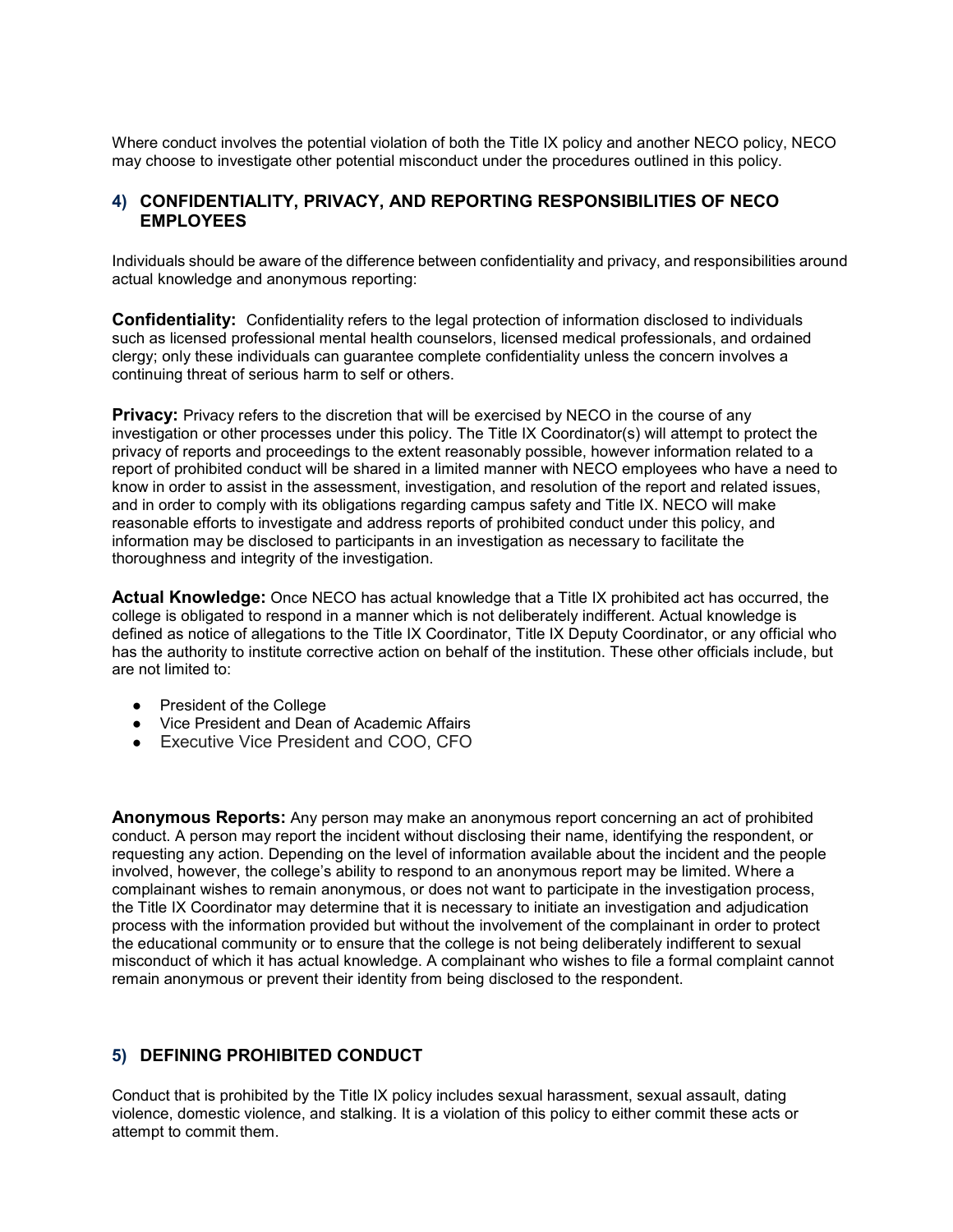Where conduct involves the potential violation of both the Title IX policy and another NECO policy, NECO may choose to investigate other potential misconduct under the procedures outlined in this policy.

## 4) CONFIDENTIALITY, PRIVACY, AND REPORTING RESPONSIBILITIES OF NECO EMPLOYEES

Individuals should be aware of the difference between confidentiality and privacy, and responsibilities around actual knowledge and anonymous reporting:

**Confidentiality:** Confidentiality refers to the legal protection of information disclosed to individuals such as licensed professional mental health counselors, licensed medical professionals, and ordained clergy; only these individuals can guarantee complete confidentiality unless the concern involves a continuing threat of serious harm to self or others.

**Privacy:** Privacy refers to the discretion that will be exercised by NECO in the course of any investigation or other processes under this policy. The Title IX Coordinator(s) will attempt to protect the privacy of reports and proceedings to the extent reasonably possible, however information related to a report of prohibited conduct will be shared in a limited manner with NECO employees who have a need to know in order to assist in the assessment, investigation, and resolution of the report and related issues, and in order to comply with its obligations regarding campus safety and Title IX. NECO will make reasonable efforts to investigate and address reports of prohibited conduct under this policy, and information may be disclosed to participants in an investigation as necessary to facilitate the thoroughness and integrity of the investigation.

**Actual Knowledge:** Once NECO has actual knowledge that a Title IX prohibited act has occurred, the college is obligated to respond in a manner which is not deliberately indifferent. Actual knowledge is defined as notice of allegations to the Title IX Coordinator, Title IX Deputy Coordinator, or any official who has the authority to institute corrective action on behalf of the institution. These other officials include, but are not limited to:

- President of the College
- Vice President and Dean of Academic Affairs
- Executive Vice President and COO, CFO

**Anonymous Reports:** Any person may make an anonymous report concerning an act of prohibited conduct. A person may report the incident without disclosing their name, identifying the respondent, or requesting any action. Depending on the level of information available about the incident and the people involved, however, the college's ability to respond to an anonymous report may be limited. Where a complainant wishes to remain anonymous, or does not want to participate in the investigation process, the Title IX Coordinator may determine that it is necessary to initiate an investigation and adjudication process with the information provided but without the involvement of the complainant in order to protect the educational community or to ensure that the college is not being deliberately indifferent to sexual misconduct of which it has actual knowledge. A complainant who wishes to file a formal complaint cannot remain anonymous or prevent their identity from being disclosed to the respondent.

## 5) DEFINING PROHIBITED CONDUCT

Conduct that is prohibited by the Title IX policy includes sexual harassment, sexual assault, dating violence, domestic violence, and stalking. It is a violation of this policy to either commit these acts or attempt to commit them.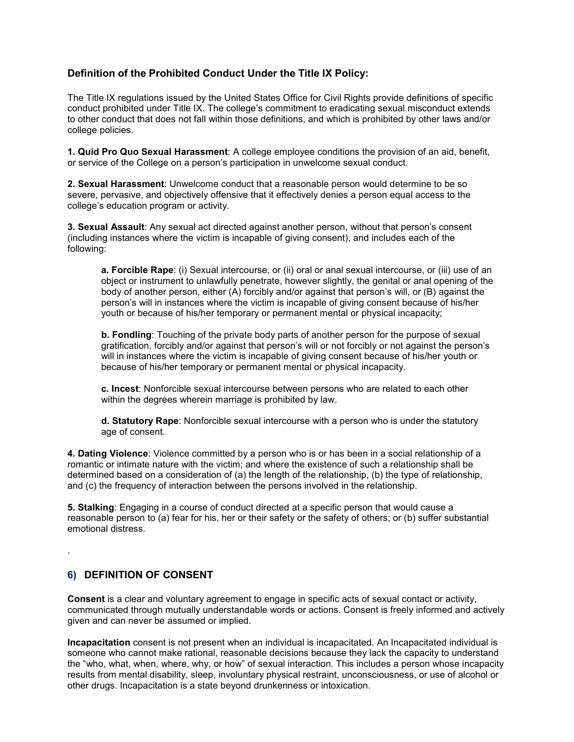### Definition of the Prohibited Conduct Under the Title IX Policy:

The Title IX regulations issued by the United States Office for Civil Rights provide definitions of specific conduct prohibited under Title IX. The college's commitment to eradicating sexual misconduct extends to other conduct that does not fall within those definitions, and which is prohibited by other laws and/or college policies.

**1. Quid Pro Quo Sexual Harassment**: A college employee conditions the provision of an aid, benefit, or service of the College on a person's participation in unwelcome sexual conduct.

**2. Sexual Harassment**: Unwelcome conduct that a reasonable person would determine to be so severe, pervasive, and objectively offensive that it effectively denies a person equal access to the college's education program or activity.

**3. Sexual Assault**: Any sexual act directed against another person, without that person's consent (including instances where the victim is incapable of giving consent), and includes each of the following:

> **a. Forcible Rape**: (i) Sexual intercourse, or (ii) oral or anal sexual intercourse, or (iii) use of an object or instrument to unlawfully penetrate, however slightly, the genital or anal opening of the body of another person, either (A) forcibly and/or against that person's will, or (B) against the person's will in instances where the victim is incapable of giving consent because of his/her youth or because of his/her temporary or permanent mental or physical incapacity;
>
> **b. Fondling**: Touching of the private body parts of another person for the purpose of sexual gratification, forcibly and/or against that person's will or not forcibly or not against the person's will in instances where the victim is incapable of giving consent because of his/her youth or because of his/her temporary or permanent mental or physical incapacity.
>
> **c. Incest**: Nonforcible sexual intercourse between persons who are related to each other within the degrees wherein marriage is prohibited by law.
>
> **d. Statutory Rape**: Nonforcible sexual intercourse with a person who is under the statutory age of consent.

**4. Dating Violence**: Violence committed by a person who is or has been in a social relationship of a romantic or intimate nature with the victim; and where the existence of such a relationship shall be determined based on a consideration of (a) the length of the relationship, (b) the type of relationship, and (c) the frequency of interaction between the persons involved in the relationship.

**5. Stalking**: Engaging in a course of conduct directed at a specific person that would cause a reasonable person to (a) fear for his, her or their safety or the safety of others; or (b) suffer substantial emotional distress.

.

## 6) DEFINITION OF CONSENT

**Consent** is a clear and voluntary agreement to engage in specific acts of sexual contact or activity, communicated through mutually understandable words or actions. Consent is freely informed and actively given and can never be assumed or implied.

**Incapacitation** consent is not present when an individual is incapacitated. An Incapacitated individual is someone who cannot make rational, reasonable decisions because they lack the capacity to understand the "who, what, when, where, why, or how" of sexual interaction. This includes a person whose incapacity results from mental disability, sleep, involuntary physical restraint, unconsciousness, or use of alcohol or other drugs. Incapacitation is a state beyond drunkenness or intoxication.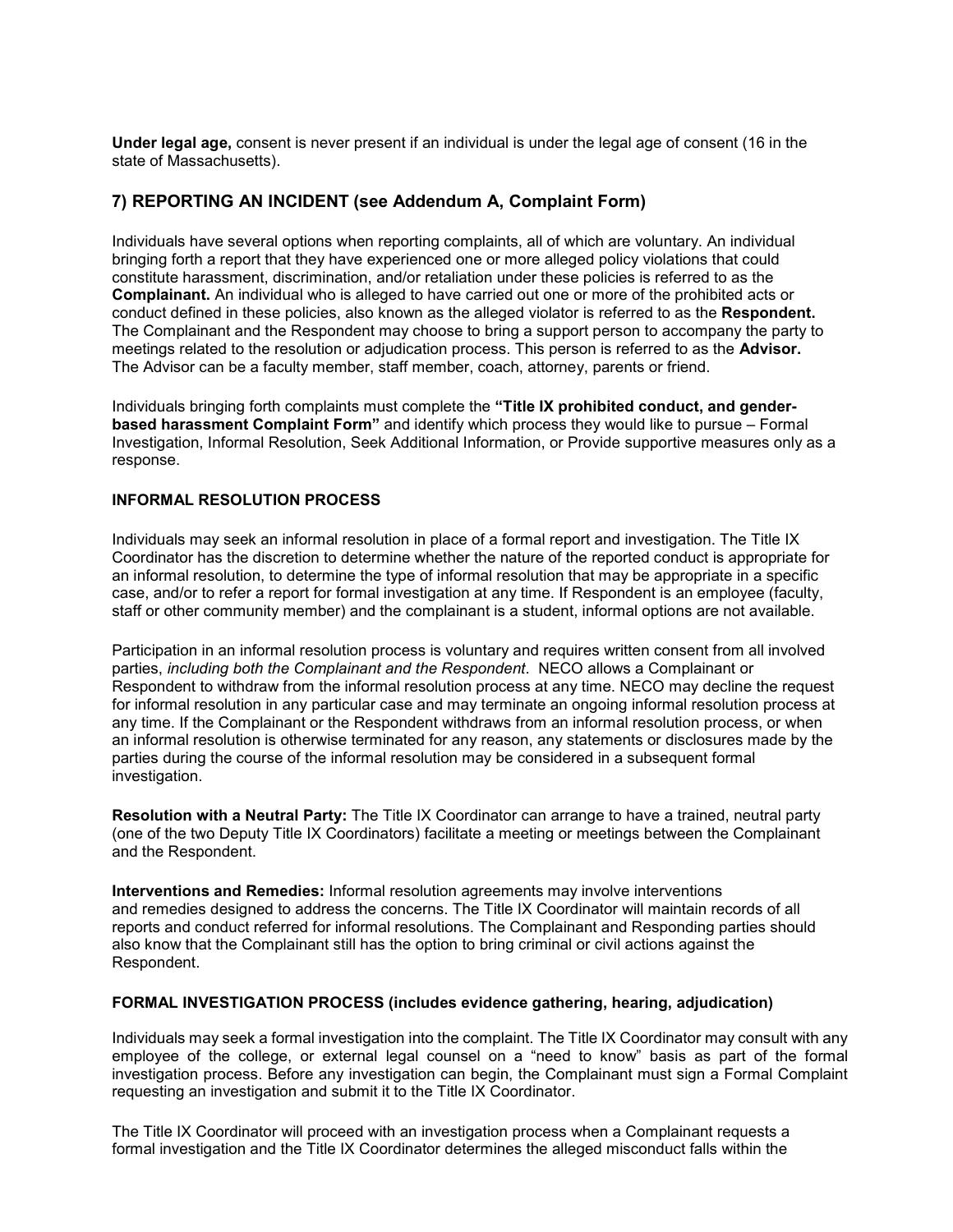**Under legal age,** consent is never present if an individual is under the legal age of consent (16 in the state of Massachusetts).

## 7) REPORTING AN INCIDENT (see Addendum A, Complaint Form)

Individuals have several options when reporting complaints, all of which are voluntary. An individual bringing forth a report that they have experienced one or more alleged policy violations that could constitute harassment, discrimination, and/or retaliation under these policies is referred to as the **Complainant.** An individual who is alleged to have carried out one or more of the prohibited acts or conduct defined in these policies, also known as the alleged violator is referred to as the **Respondent.** The Complainant and the Respondent may choose to bring a support person to accompany the party to meetings related to the resolution or adjudication process. This person is referred to as the **Advisor.** The Advisor can be a faculty member, staff member, coach, attorney, parents or friend.

Individuals bringing forth complaints must complete the **"Title IX prohibited conduct, and gender-based harassment Complaint Form"** and identify which process they would like to pursue – Formal Investigation, Informal Resolution, Seek Additional Information, or Provide supportive measures only as a response.

### INFORMAL RESOLUTION PROCESS

Individuals may seek an informal resolution in place of a formal report and investigation. The Title IX Coordinator has the discretion to determine whether the nature of the reported conduct is appropriate for an informal resolution, to determine the type of informal resolution that may be appropriate in a specific case, and/or to refer a report for formal investigation at any time. If Respondent is an employee (faculty, staff or other community member) and the complainant is a student, informal options are not available.

Participation in an informal resolution process is voluntary and requires written consent from all involved parties, *including both the Complainant and the Respondent*. NECO allows a Complainant or Respondent to withdraw from the informal resolution process at any time. NECO may decline the request for informal resolution in any particular case and may terminate an ongoing informal resolution process at any time. If the Complainant or the Respondent withdraws from an informal resolution process, or when an informal resolution is otherwise terminated for any reason, any statements or disclosures made by the parties during the course of the informal resolution may be considered in a subsequent formal investigation.

**Resolution with a Neutral Party:** The Title IX Coordinator can arrange to have a trained, neutral party (one of the two Deputy Title IX Coordinators) facilitate a meeting or meetings between the Complainant and the Respondent.

**Interventions and Remedies:** Informal resolution agreements may involve interventions and remedies designed to address the concerns. The Title IX Coordinator will maintain records of all reports and conduct referred for informal resolutions. The Complainant and Responding parties should also know that the Complainant still has the option to bring criminal or civil actions against the Respondent.

### FORMAL INVESTIGATION PROCESS (includes evidence gathering, hearing, adjudication)

Individuals may seek a formal investigation into the complaint. The Title IX Coordinator may consult with any employee of the college, or external legal counsel on a "need to know" basis as part of the formal investigation process. Before any investigation can begin, the Complainant must sign a Formal Complaint requesting an investigation and submit it to the Title IX Coordinator.

The Title IX Coordinator will proceed with an investigation process when a Complainant requests a formal investigation and the Title IX Coordinator determines the alleged misconduct falls within the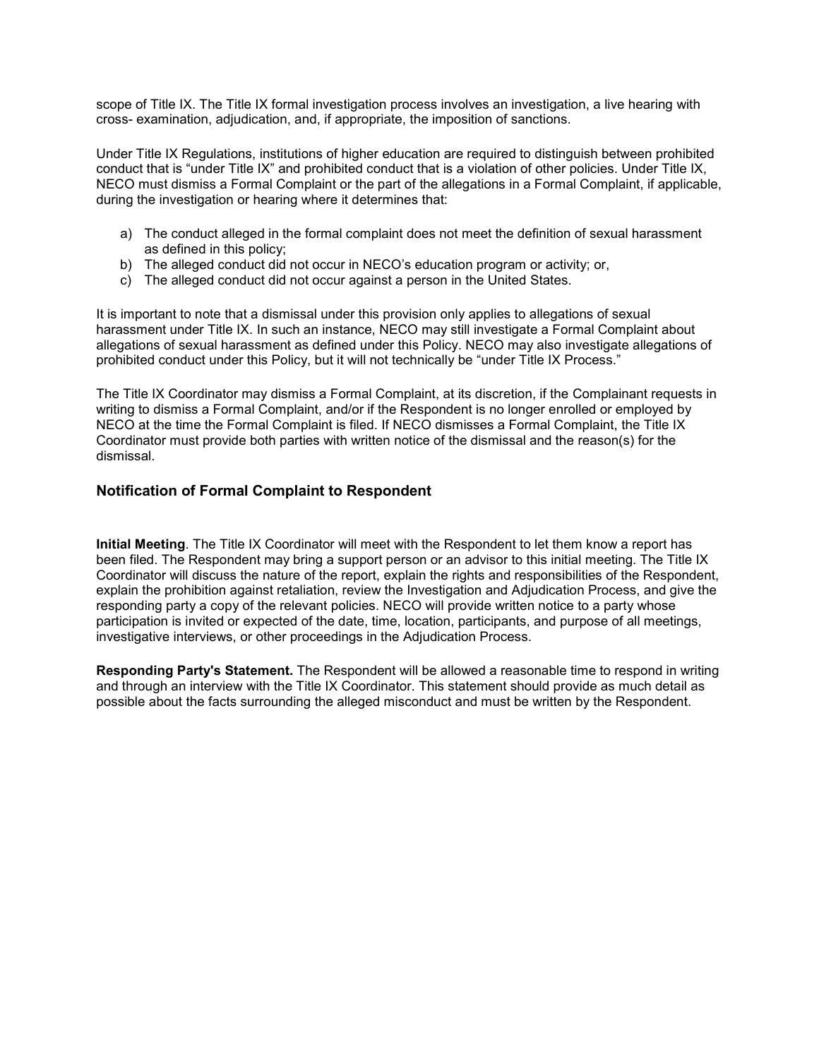scope of Title IX. The Title IX formal investigation process involves an investigation, a live hearing with cross- examination, adjudication, and, if appropriate, the imposition of sanctions.

Under Title IX Regulations, institutions of higher education are required to distinguish between prohibited conduct that is "under Title IX" and prohibited conduct that is a violation of other policies. Under Title IX, NECO must dismiss a Formal Complaint or the part of the allegations in a Formal Complaint, if applicable, during the investigation or hearing where it determines that:

a) The conduct alleged in the formal complaint does not meet the definition of sexual harassment as defined in this policy;
b) The alleged conduct did not occur in NECO's education program or activity; or,
c) The alleged conduct did not occur against a person in the United States.

It is important to note that a dismissal under this provision only applies to allegations of sexual harassment under Title IX. In such an instance, NECO may still investigate a Formal Complaint about allegations of sexual harassment as defined under this Policy. NECO may also investigate allegations of prohibited conduct under this Policy, but it will not technically be "under Title IX Process."

The Title IX Coordinator may dismiss a Formal Complaint, at its discretion, if the Complainant requests in writing to dismiss a Formal Complaint, and/or if the Respondent is no longer enrolled or employed by NECO at the time the Formal Complaint is filed. If NECO dismisses a Formal Complaint, the Title IX Coordinator must provide both parties with written notice of the dismissal and the reason(s) for the dismissal.

### Notification of Formal Complaint to Respondent

**Initial Meeting**. The Title IX Coordinator will meet with the Respondent to let them know a report has been filed. The Respondent may bring a support person or an advisor to this initial meeting. The Title IX Coordinator will discuss the nature of the report, explain the rights and responsibilities of the Respondent, explain the prohibition against retaliation, review the Investigation and Adjudication Process, and give the responding party a copy of the relevant policies. NECO will provide written notice to a party whose participation is invited or expected of the date, time, location, participants, and purpose of all meetings, investigative interviews, or other proceedings in the Adjudication Process.

**Responding Party's Statement.** The Respondent will be allowed a reasonable time to respond in writing and through an interview with the Title IX Coordinator. This statement should provide as much detail as possible about the facts surrounding the alleged misconduct and must be written by the Respondent.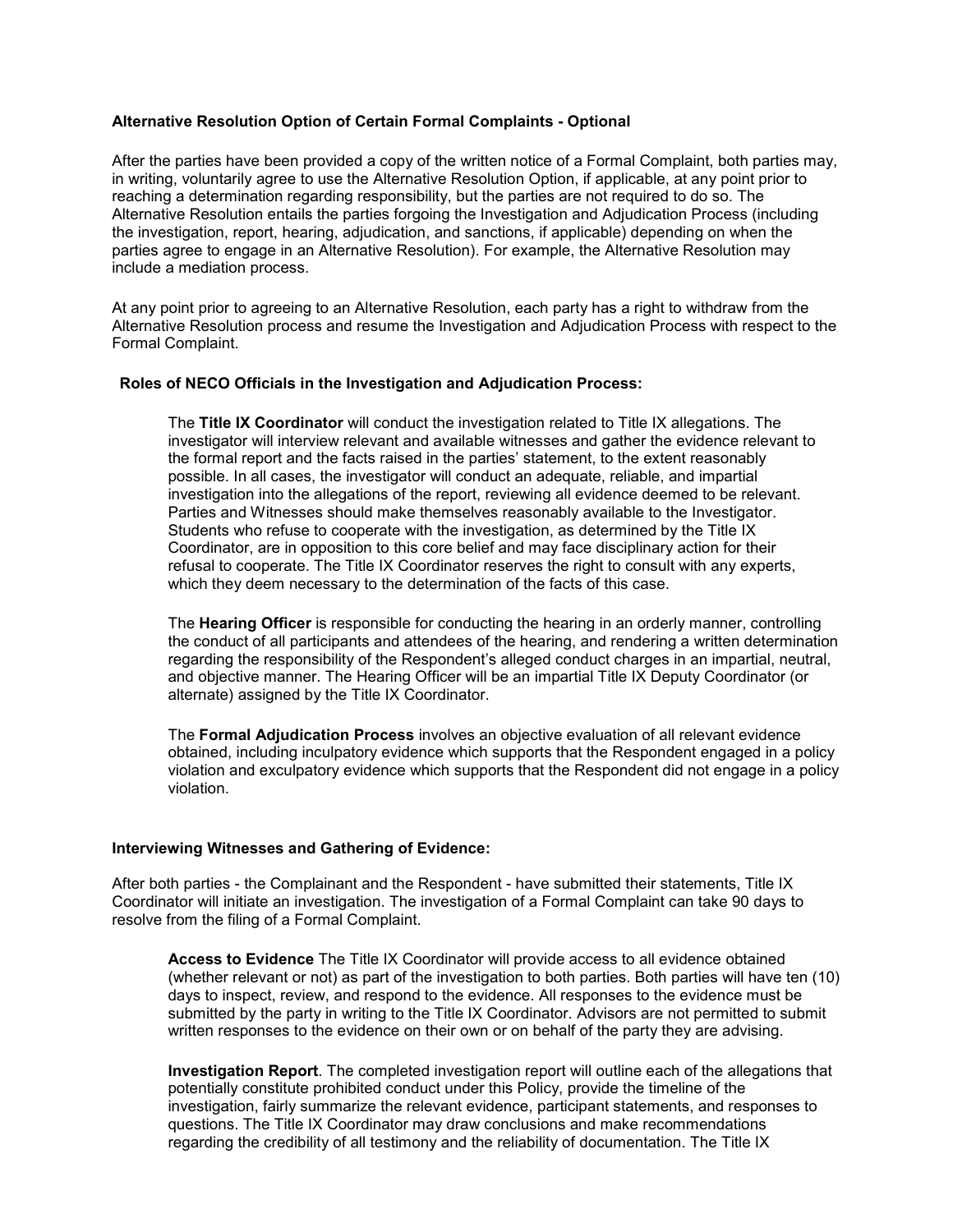**Alternative Resolution Option of Certain Formal Complaints - Optional**

After the parties have been provided a copy of the written notice of a Formal Complaint, both parties may, in writing, voluntarily agree to use the Alternative Resolution Option, if applicable, at any point prior to reaching a determination regarding responsibility, but the parties are not required to do so. The Alternative Resolution entails the parties forgoing the Investigation and Adjudication Process (including the investigation, report, hearing, adjudication, and sanctions, if applicable) depending on when the parties agree to engage in an Alternative Resolution). For example, the Alternative Resolution may include a mediation process.

At any point prior to agreeing to an Alternative Resolution, each party has a right to withdraw from the Alternative Resolution process and resume the Investigation and Adjudication Process with respect to the Formal Complaint.

**Roles of NECO Officials in the Investigation and Adjudication Process:**

The **Title IX Coordinator** will conduct the investigation related to Title IX allegations. The investigator will interview relevant and available witnesses and gather the evidence relevant to the formal report and the facts raised in the parties' statement, to the extent reasonably possible. In all cases, the investigator will conduct an adequate, reliable, and impartial investigation into the allegations of the report, reviewing all evidence deemed to be relevant. Parties and Witnesses should make themselves reasonably available to the Investigator. Students who refuse to cooperate with the investigation, as determined by the Title IX Coordinator, are in opposition to this core belief and may face disciplinary action for their refusal to cooperate. The Title IX Coordinator reserves the right to consult with any experts, which they deem necessary to the determination of the facts of this case.

The **Hearing Officer** is responsible for conducting the hearing in an orderly manner, controlling the conduct of all participants and attendees of the hearing, and rendering a written determination regarding the responsibility of the Respondent's alleged conduct charges in an impartial, neutral, and objective manner. The Hearing Officer will be an impartial Title IX Deputy Coordinator (or alternate) assigned by the Title IX Coordinator.

The **Formal Adjudication Process** involves an objective evaluation of all relevant evidence obtained, including inculpatory evidence which supports that the Respondent engaged in a policy violation and exculpatory evidence which supports that the Respondent did not engage in a policy violation.

**Interviewing Witnesses and Gathering of Evidence:**

After both parties - the Complainant and the Respondent - have submitted their statements, Title IX Coordinator will initiate an investigation. The investigation of a Formal Complaint can take 90 days to resolve from the filing of a Formal Complaint.

**Access to Evidence** The Title IX Coordinator will provide access to all evidence obtained (whether relevant or not) as part of the investigation to both parties. Both parties will have ten (10) days to inspect, review, and respond to the evidence. All responses to the evidence must be submitted by the party in writing to the Title IX Coordinator. Advisors are not permitted to submit written responses to the evidence on their own or on behalf of the party they are advising.

**Investigation Report**. The completed investigation report will outline each of the allegations that potentially constitute prohibited conduct under this Policy, provide the timeline of the investigation, fairly summarize the relevant evidence, participant statements, and responses to questions. The Title IX Coordinator may draw conclusions and make recommendations regarding the credibility of all testimony and the reliability of documentation. The Title IX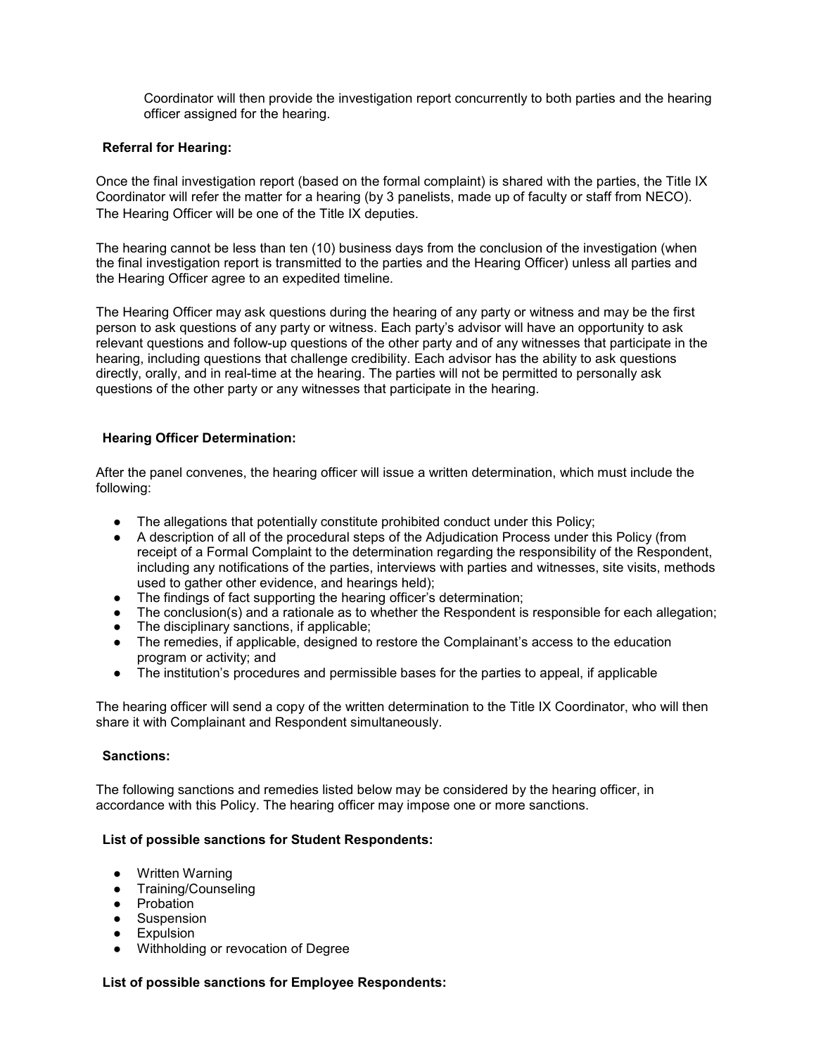Coordinator will then provide the investigation report concurrently to both parties and the hearing officer assigned for the hearing.

**Referral for Hearing:**

Once the final investigation report (based on the formal complaint) is shared with the parties, the Title IX Coordinator will refer the matter for a hearing (by 3 panelists, made up of faculty or staff from NECO). The Hearing Officer will be one of the Title IX deputies.

The hearing cannot be less than ten (10) business days from the conclusion of the investigation (when the final investigation report is transmitted to the parties and the Hearing Officer) unless all parties and the Hearing Officer agree to an expedited timeline.

The Hearing Officer may ask questions during the hearing of any party or witness and may be the first person to ask questions of any party or witness. Each party's advisor will have an opportunity to ask relevant questions and follow-up questions of the other party and of any witnesses that participate in the hearing, including questions that challenge credibility. Each advisor has the ability to ask questions directly, orally, and in real-time at the hearing. The parties will not be permitted to personally ask questions of the other party or any witnesses that participate in the hearing.

**Hearing Officer Determination:**

After the panel convenes, the hearing officer will issue a written determination, which must include the following:

- The allegations that potentially constitute prohibited conduct under this Policy;
- A description of all of the procedural steps of the Adjudication Process under this Policy (from receipt of a Formal Complaint to the determination regarding the responsibility of the Respondent, including any notifications of the parties, interviews with parties and witnesses, site visits, methods used to gather other evidence, and hearings held);
- The findings of fact supporting the hearing officer's determination;
- The conclusion(s) and a rationale as to whether the Respondent is responsible for each allegation;
- The disciplinary sanctions, if applicable;
- The remedies, if applicable, designed to restore the Complainant's access to the education program or activity; and
- The institution's procedures and permissible bases for the parties to appeal, if applicable

The hearing officer will send a copy of the written determination to the Title IX Coordinator, who will then share it with Complainant and Respondent simultaneously.

**Sanctions:**

The following sanctions and remedies listed below may be considered by the hearing officer, in accordance with this Policy. The hearing officer may impose one or more sanctions.

**List of possible sanctions for Student Respondents:**

- Written Warning
- Training/Counseling
- Probation
- Suspension
- Expulsion
- Withholding or revocation of Degree

**List of possible sanctions for Employee Respondents:**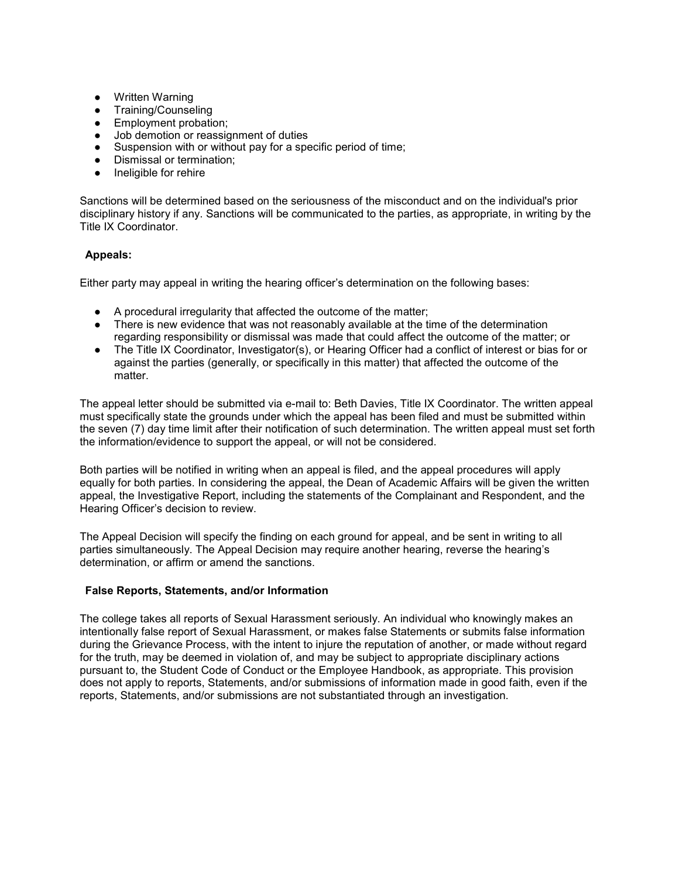- Written Warning
- Training/Counseling
- Employment probation;
- Job demotion or reassignment of duties
- Suspension with or without pay for a specific period of time;
- Dismissal or termination;
- Ineligible for rehire

Sanctions will be determined based on the seriousness of the misconduct and on the individual's prior disciplinary history if any. Sanctions will be communicated to the parties, as appropriate, in writing by the Title IX Coordinator.

**Appeals:**

Either party may appeal in writing the hearing officer's determination on the following bases:

- A procedural irregularity that affected the outcome of the matter;
- There is new evidence that was not reasonably available at the time of the determination regarding responsibility or dismissal was made that could affect the outcome of the matter; or
- The Title IX Coordinator, Investigator(s), or Hearing Officer had a conflict of interest or bias for or against the parties (generally, or specifically in this matter) that affected the outcome of the matter.

The appeal letter should be submitted via e-mail to: Beth Davies, Title IX Coordinator. The written appeal must specifically state the grounds under which the appeal has been filed and must be submitted within the seven (7) day time limit after their notification of such determination. The written appeal must set forth the information/evidence to support the appeal, or will not be considered.

Both parties will be notified in writing when an appeal is filed, and the appeal procedures will apply equally for both parties. In considering the appeal, the Dean of Academic Affairs will be given the written appeal, the Investigative Report, including the statements of the Complainant and Respondent, and the Hearing Officer's decision to review.

The Appeal Decision will specify the finding on each ground for appeal, and be sent in writing to all parties simultaneously. The Appeal Decision may require another hearing, reverse the hearing's determination, or affirm or amend the sanctions.

**False Reports, Statements, and/or Information**

The college takes all reports of Sexual Harassment seriously. An individual who knowingly makes an intentionally false report of Sexual Harassment, or makes false Statements or submits false information during the Grievance Process, with the intent to injure the reputation of another, or made without regard for the truth, may be deemed in violation of, and may be subject to appropriate disciplinary actions pursuant to, the Student Code of Conduct or the Employee Handbook, as appropriate. This provision does not apply to reports, Statements, and/or submissions of information made in good faith, even if the reports, Statements, and/or submissions are not substantiated through an investigation.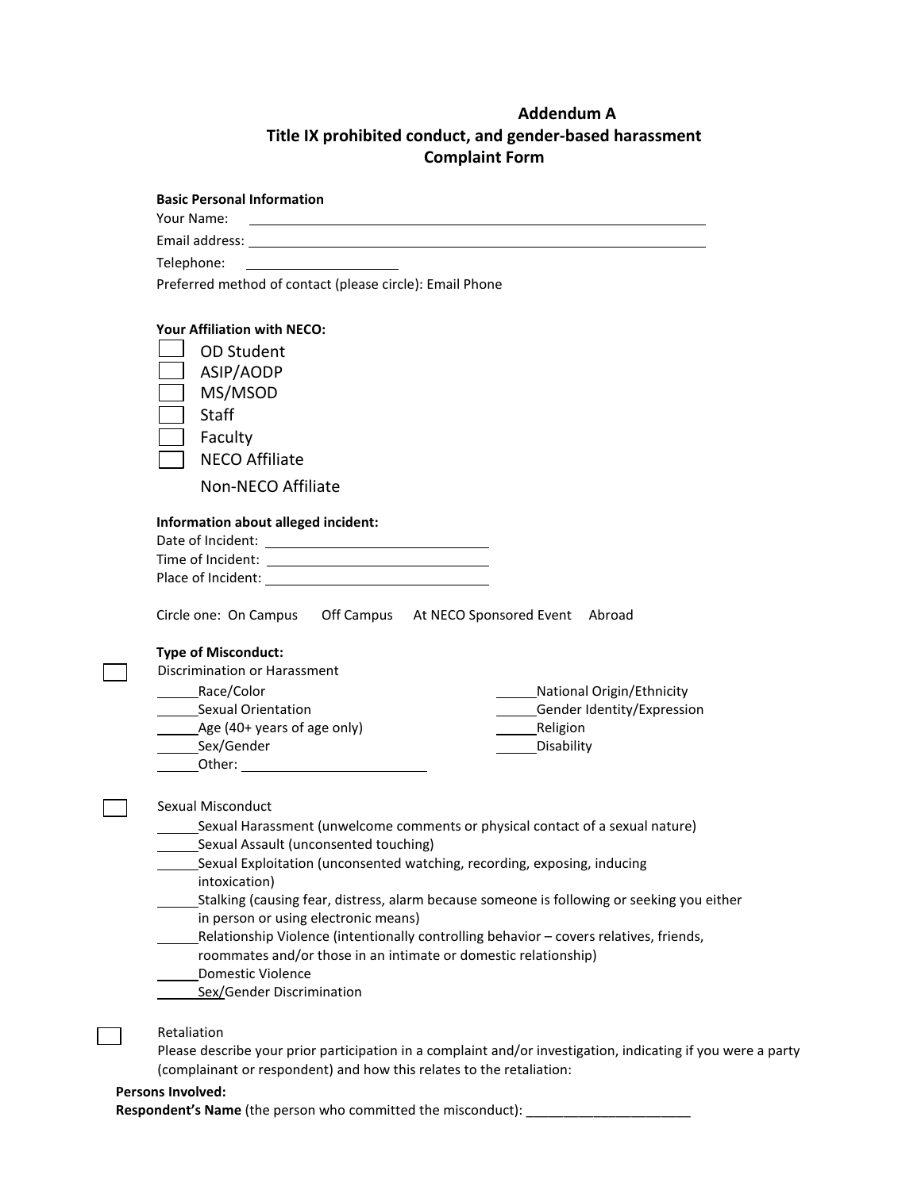## Addendum A
## Title IX prohibited conduct, and gender-based harassment
## Complaint Form

**Basic Personal Information**

Your Name: ____________________________________________

Email address: ____________________________________________

Telephone: ____________________

Preferred method of contact (please circle): Email Phone

**Your Affiliation with NECO:**

- ☐ OD Student
- ☐ ASIP/AODP
- ☐ MS/MSOD
- ☐ Staff
- ☐ Faculty
- ☐ NECO Affiliate
- Non-NECO Affiliate

**Information about alleged incident:**

Date of Incident: ____________________

Time of Incident: ____________________

Place of Incident: ____________________

Circle one: On Campus Off Campus At NECO Sponsored Event Abroad

**Type of Misconduct:**

☐ Discrimination or Harassment

_____Race/Color
_____National Origin/Ethnicity
_____Sexual Orientation
_____Gender Identity/Expression
_____Age (40+ years of age only)
_____Religion
_____Sex/Gender
_____Disability
_____Other: ____________________

☐ Sexual Misconduct

_____Sexual Harassment (unwelcome comments or physical contact of a sexual nature)
_____Sexual Assault (unconsented touching)
_____Sexual Exploitation (unconsented watching, recording, exposing, inducing intoxication)
_____Stalking (causing fear, distress, alarm because someone is following or seeking you either in person or using electronic means)
_____Relationship Violence (intentionally controlling behavior – covers relatives, friends, roommates and/or those in an intimate or domestic relationship)
_____Domestic Violence
_____Sex/Gender Discrimination

☐ Retaliation

Please describe your prior participation in a complaint and/or investigation, indicating if you were a party (complainant or respondent) and how this relates to the retaliation:

**Persons Involved:**

**Respondent's Name** (the person who committed the misconduct): ______________________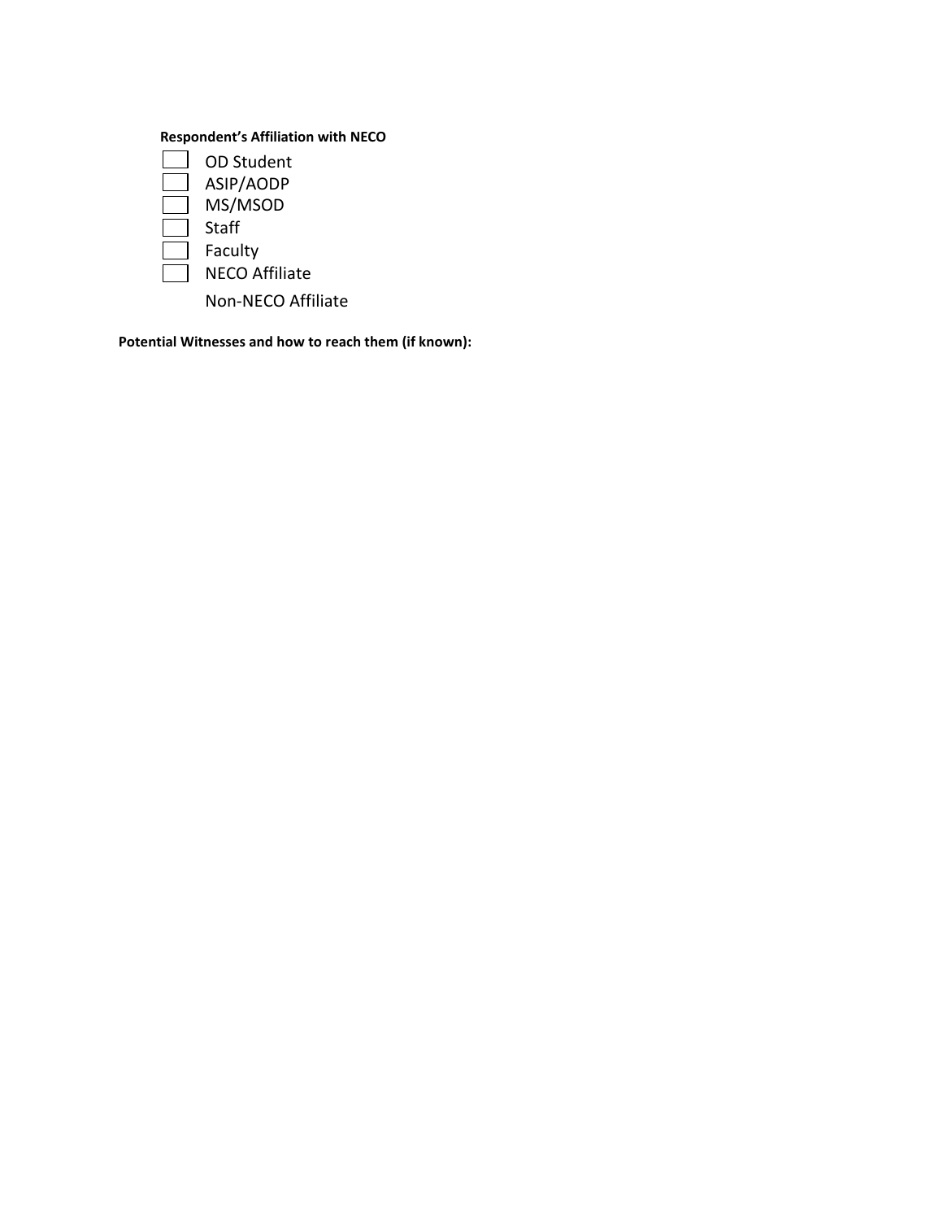**Respondent's Affiliation with NECO**

- ☐ OD Student
- ☐ ASIP/AODP
- ☐ MS/MSOD
- ☐ Staff
- ☐ Faculty
- ☐ NECO Affiliate
- Non-NECO Affiliate

**Potential Witnesses and how to reach them (if known):**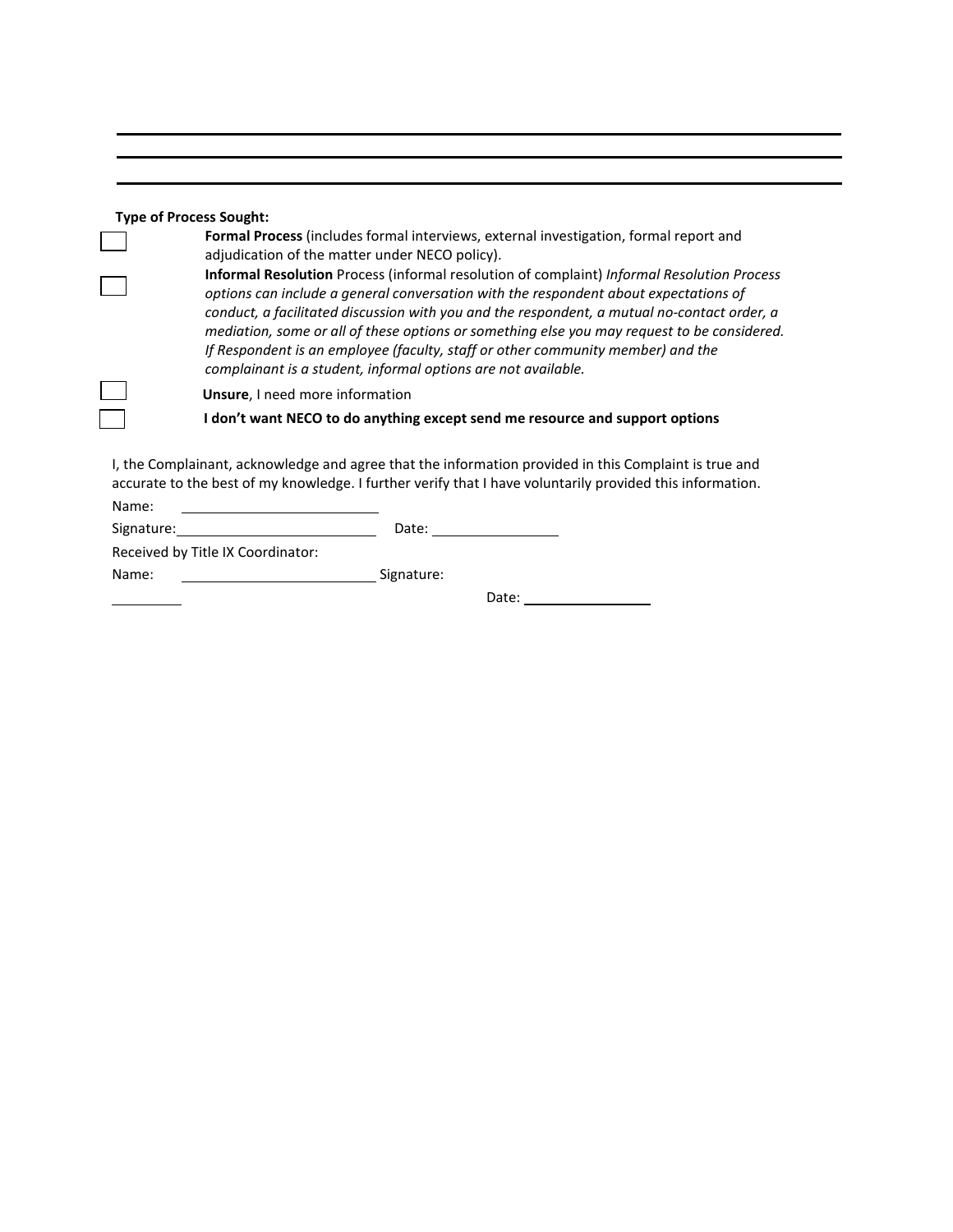**Type of Process Sought:**

☐ **Formal Process** (includes formal interviews, external investigation, formal report and adjudication of the matter under NECO policy).

☐ **Informal Resolution** Process (informal resolution of complaint) *Informal Resolution Process options can include a general conversation with the respondent about expectations of conduct, a facilitated discussion with you and the respondent, a mutual no-contact order, a mediation, some or all of these options or something else you may request to be considered. If Respondent is an employee (faculty, staff or other community member) and the complainant is a student, informal options are not available.*

☐ **Unsure**, I need more information

☐ **I don't want NECO to do anything except send me resource and support options**

I, the Complainant, acknowledge and agree that the information provided in this Complaint is true and accurate to the best of my knowledge. I further verify that I have voluntarily provided this information.

Name: ____________________

Signature: ____________________ Date: ______________

Received by Title IX Coordinator:

Name: ____________________ Signature: ________

Date: ______________